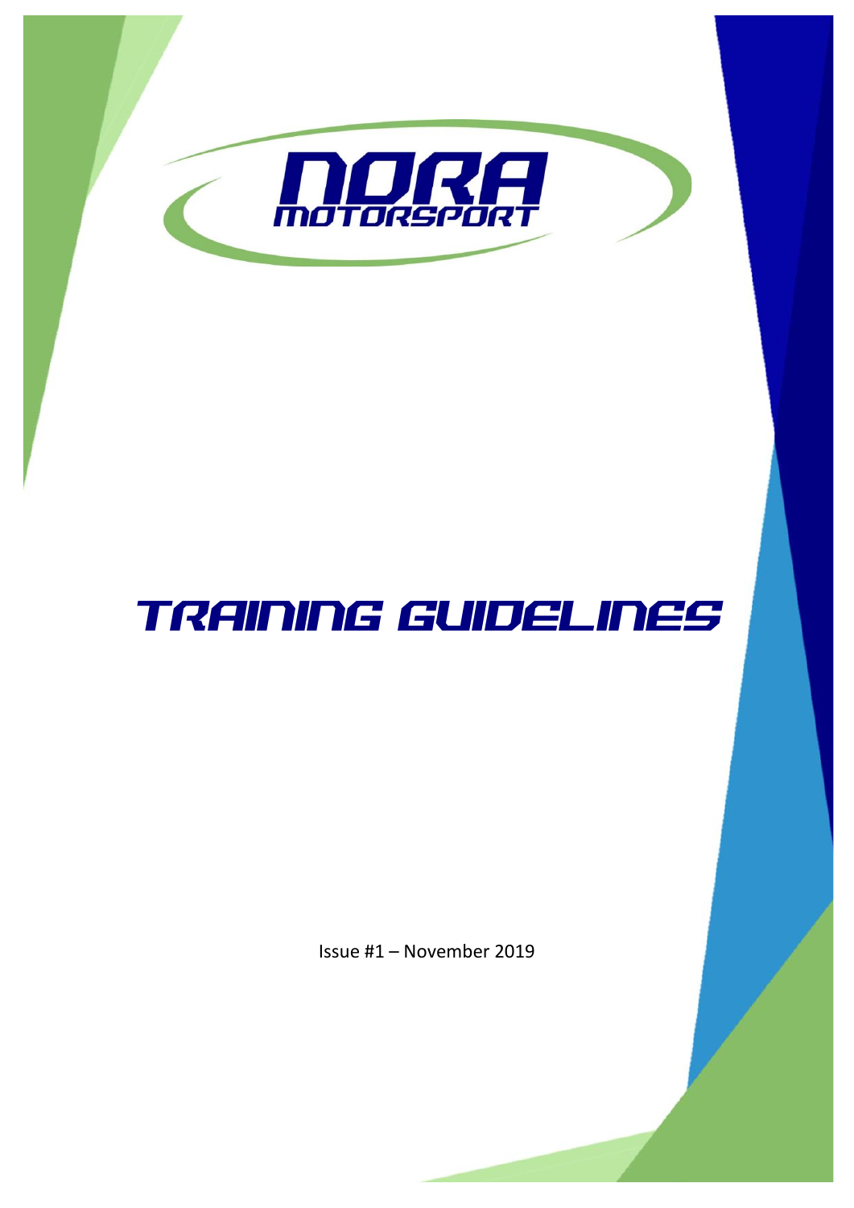NORA MOTORSPORT

# TRAINING GUIDELINES

Issue #1 – November 2019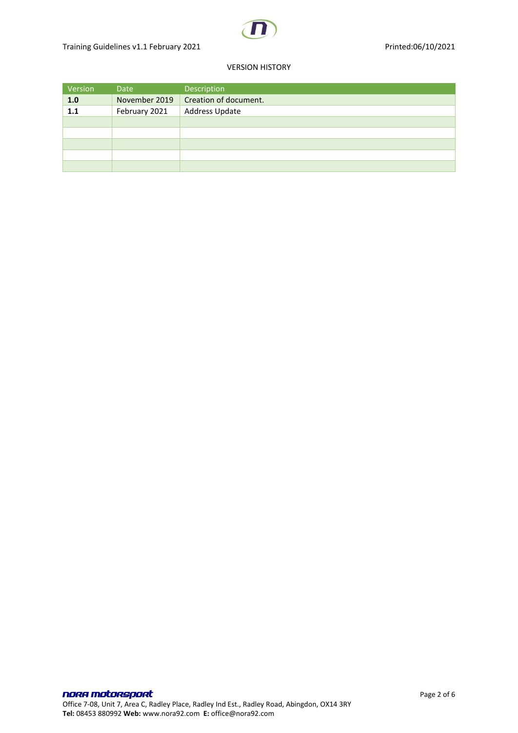VERSION HISTORY

| Version | Date | Description |
|---|---|---|
| **1.0** | November 2019 | Creation of document. |
| **1.1** | February 2021 | Address Update |
| | | |
| | | |
| | | |
| | | |
| | | |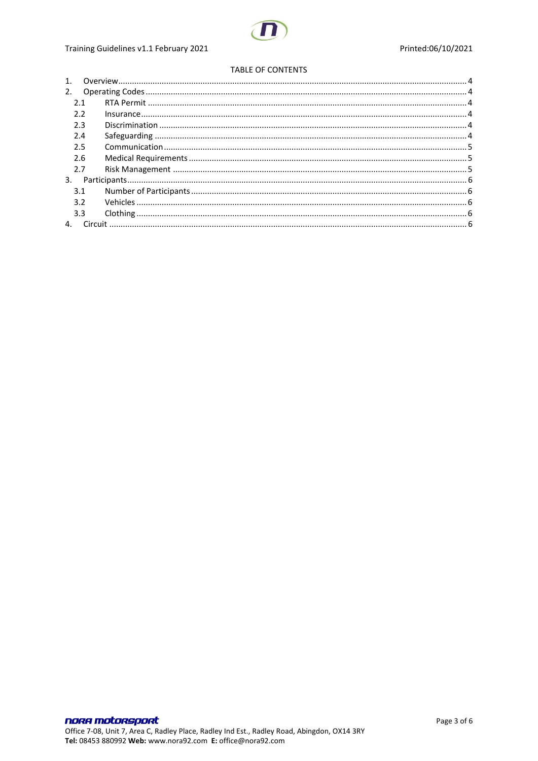TABLE OF CONTENTS

1. Overview ........ 4
2. Operating Codes ........ 4
   - 2.1 RTA Permit ........ 4
   - 2.2 Insurance ........ 4
   - 2.3 Discrimination ........ 4
   - 2.4 Safeguarding ........ 4
   - 2.5 Communication ........ 5
   - 2.6 Medical Requirements ........ 5
   - 2.7 Risk Management ........ 5
3. Participants ........ 6
   - 3.1 Number of Participants ........ 6
   - 3.2 Vehicles ........ 6
   - 3.3 Clothing ........ 6
4. Circuit ........ 6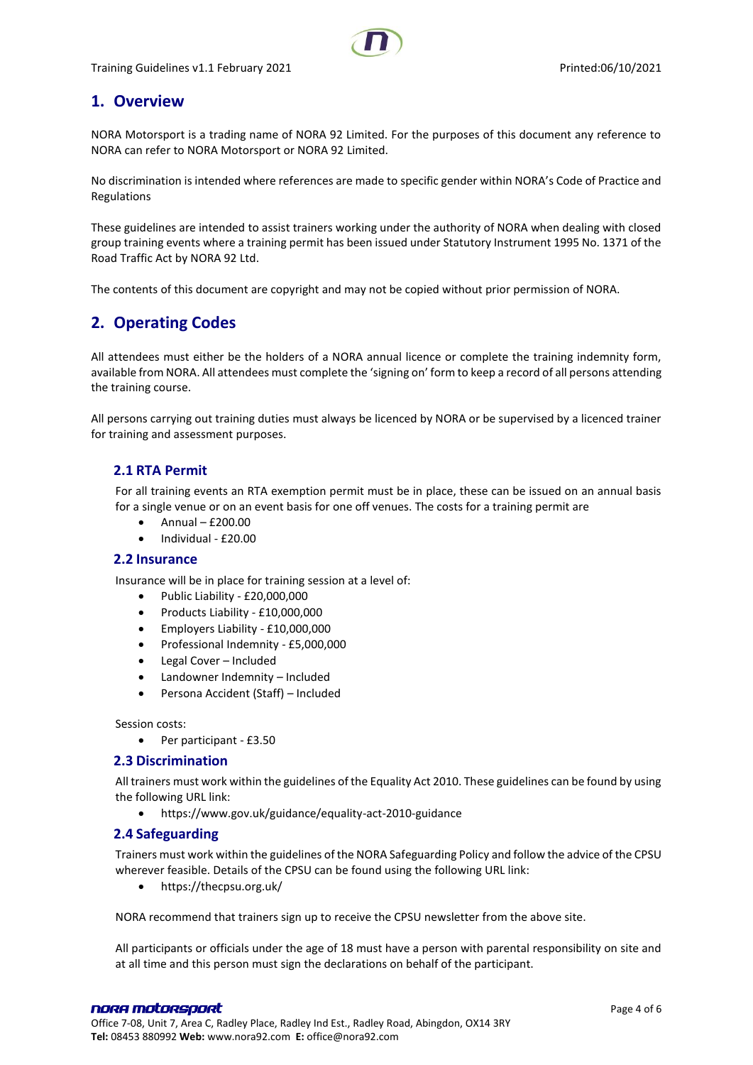## 1. Overview

NORA Motorsport is a trading name of NORA 92 Limited. For the purposes of this document any reference to NORA can refer to NORA Motorsport or NORA 92 Limited.

No discrimination is intended where references are made to specific gender within NORA's Code of Practice and Regulations

These guidelines are intended to assist trainers working under the authority of NORA when dealing with closed group training events where a training permit has been issued under Statutory Instrument 1995 No. 1371 of the Road Traffic Act by NORA 92 Ltd.

The contents of this document are copyright and may not be copied without prior permission of NORA.

## 2. Operating Codes

All attendees must either be the holders of a NORA annual licence or complete the training indemnity form, available from NORA. All attendees must complete the 'signing on' form to keep a record of all persons attending the training course.

All persons carrying out training duties must always be licenced by NORA or be supervised by a licenced trainer for training and assessment purposes.

### 2.1 RTA Permit

For all training events an RTA exemption permit must be in place, these can be issued on an annual basis for a single venue or on an event basis for one off venues. The costs for a training permit are

- Annual – £200.00
- Individual - £20.00

### 2.2 Insurance

Insurance will be in place for training session at a level of:

- Public Liability - £20,000,000
- Products Liability - £10,000,000
- Employers Liability - £10,000,000
- Professional Indemnity - £5,000,000
- Legal Cover – Included
- Landowner Indemnity – Included
- Persona Accident (Staff) – Included

Session costs:

- Per participant - £3.50

### 2.3 Discrimination

All trainers must work within the guidelines of the Equality Act 2010. These guidelines can be found by using the following URL link:

- https://www.gov.uk/guidance/equality-act-2010-guidance

### 2.4 Safeguarding

Trainers must work within the guidelines of the NORA Safeguarding Policy and follow the advice of the CPSU wherever feasible. Details of the CPSU can be found using the following URL link:

- https://thecpsu.org.uk/

NORA recommend that trainers sign up to receive the CPSU newsletter from the above site.

All participants or officials under the age of 18 must have a person with parental responsibility on site and at all time and this person must sign the declarations on behalf of the participant.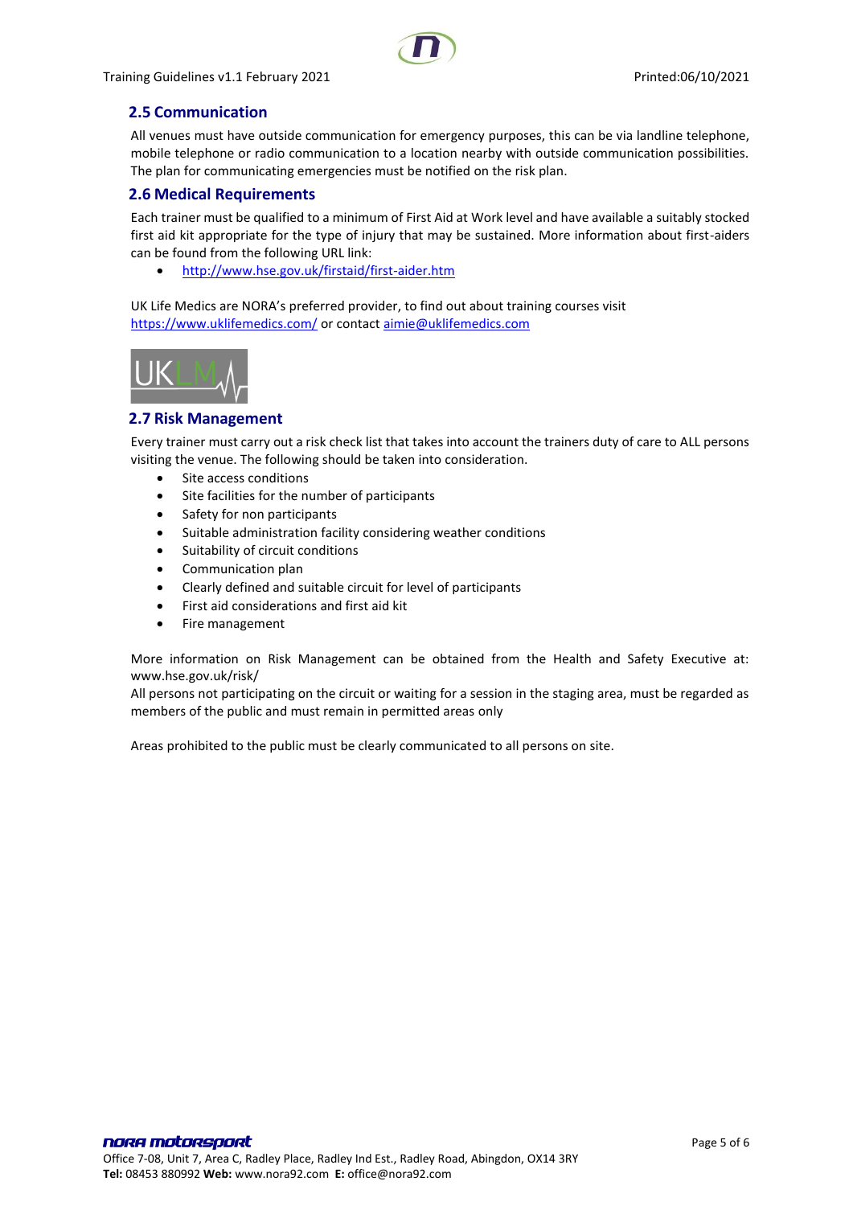## 2.5 Communication

All venues must have outside communication for emergency purposes, this can be via landline telephone, mobile telephone or radio communication to a location nearby with outside communication possibilities. The plan for communicating emergencies must be notified on the risk plan.

## 2.6 Medical Requirements

Each trainer must be qualified to a minimum of First Aid at Work level and have available a suitably stocked first aid kit appropriate for the type of injury that may be sustained. More information about first-aiders can be found from the following URL link:

- http://www.hse.gov.uk/firstaid/first-aider.htm

UK Life Medics are NORA's preferred provider, to find out about training courses visit https://www.uklifemedics.com/ or contact aimie@uklifemedics.com

## 2.7 Risk Management

Every trainer must carry out a risk check list that takes into account the trainers duty of care to ALL persons visiting the venue. The following should be taken into consideration.

- Site access conditions
- Site facilities for the number of participants
- Safety for non participants
- Suitable administration facility considering weather conditions
- Suitability of circuit conditions
- Communication plan
- Clearly defined and suitable circuit for level of participants
- First aid considerations and first aid kit
- Fire management

More information on Risk Management can be obtained from the Health and Safety Executive at: www.hse.gov.uk/risk/

All persons not participating on the circuit or waiting for a session in the staging area, must be regarded as members of the public and must remain in permitted areas only

Areas prohibited to the public must be clearly communicated to all persons on site.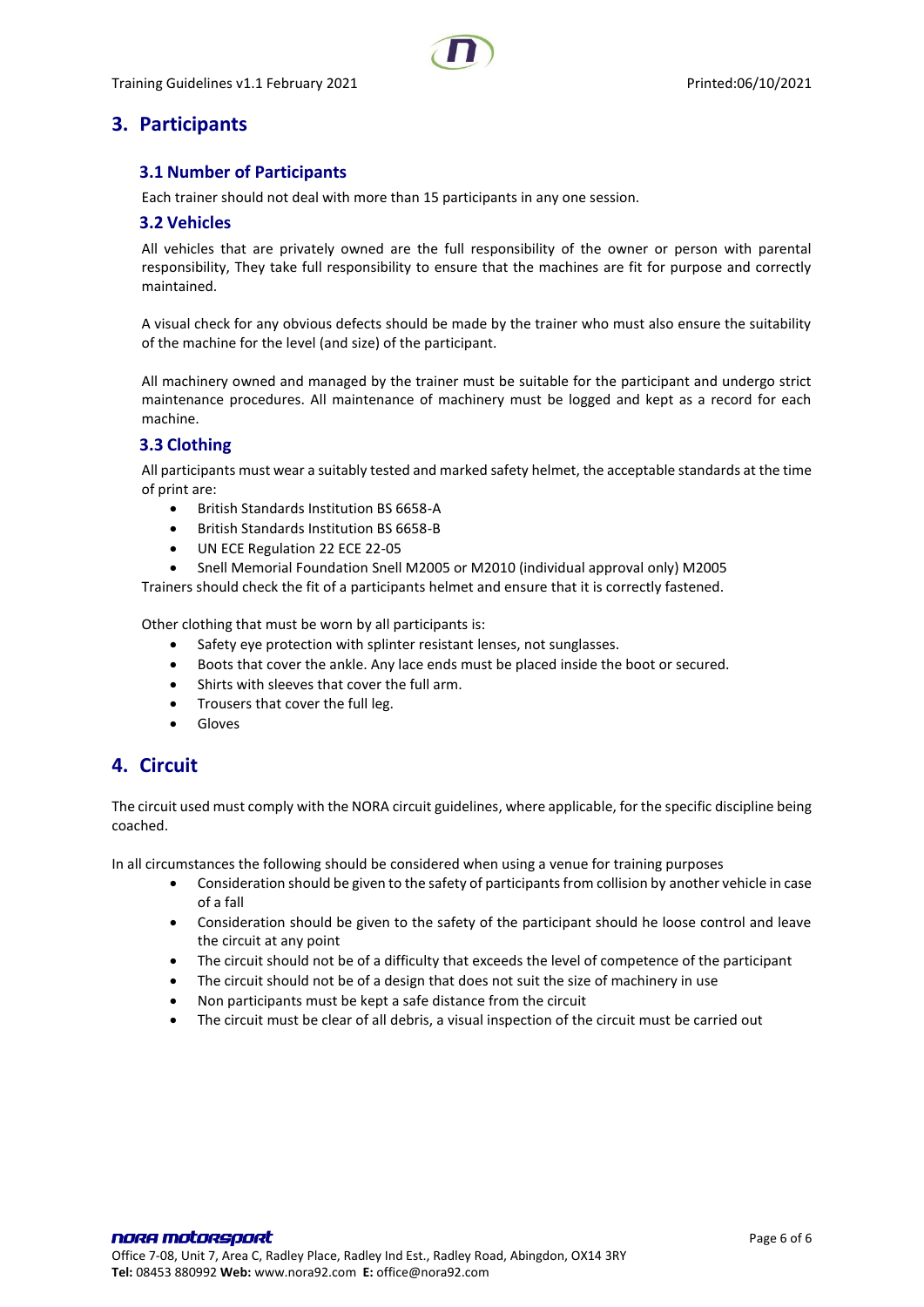## 3. Participants

### 3.1 Number of Participants

Each trainer should not deal with more than 15 participants in any one session.

### 3.2 Vehicles

All vehicles that are privately owned are the full responsibility of the owner or person with parental responsibility, They take full responsibility to ensure that the machines are fit for purpose and correctly maintained.

A visual check for any obvious defects should be made by the trainer who must also ensure the suitability of the machine for the level (and size) of the participant.

All machinery owned and managed by the trainer must be suitable for the participant and undergo strict maintenance procedures. All maintenance of machinery must be logged and kept as a record for each machine.

### 3.3 Clothing

All participants must wear a suitably tested and marked safety helmet, the acceptable standards at the time of print are:

- British Standards Institution BS 6658-A
- British Standards Institution BS 6658-B
- UN ECE Regulation 22 ECE 22-05
- Snell Memorial Foundation Snell M2005 or M2010 (individual approval only) M2005

Trainers should check the fit of a participants helmet and ensure that it is correctly fastened.

Other clothing that must be worn by all participants is:

- Safety eye protection with splinter resistant lenses, not sunglasses.
- Boots that cover the ankle. Any lace ends must be placed inside the boot or secured.
- Shirts with sleeves that cover the full arm.
- Trousers that cover the full leg.
- Gloves

## 4. Circuit

The circuit used must comply with the NORA circuit guidelines, where applicable, for the specific discipline being coached.

In all circumstances the following should be considered when using a venue for training purposes

- Consideration should be given to the safety of participants from collision by another vehicle in case of a fall
- Consideration should be given to the safety of the participant should he loose control and leave the circuit at any point
- The circuit should not be of a difficulty that exceeds the level of competence of the participant
- The circuit should not be of a design that does not suit the size of machinery in use
- Non participants must be kept a safe distance from the circuit
- The circuit must be clear of all debris, a visual inspection of the circuit must be carried out